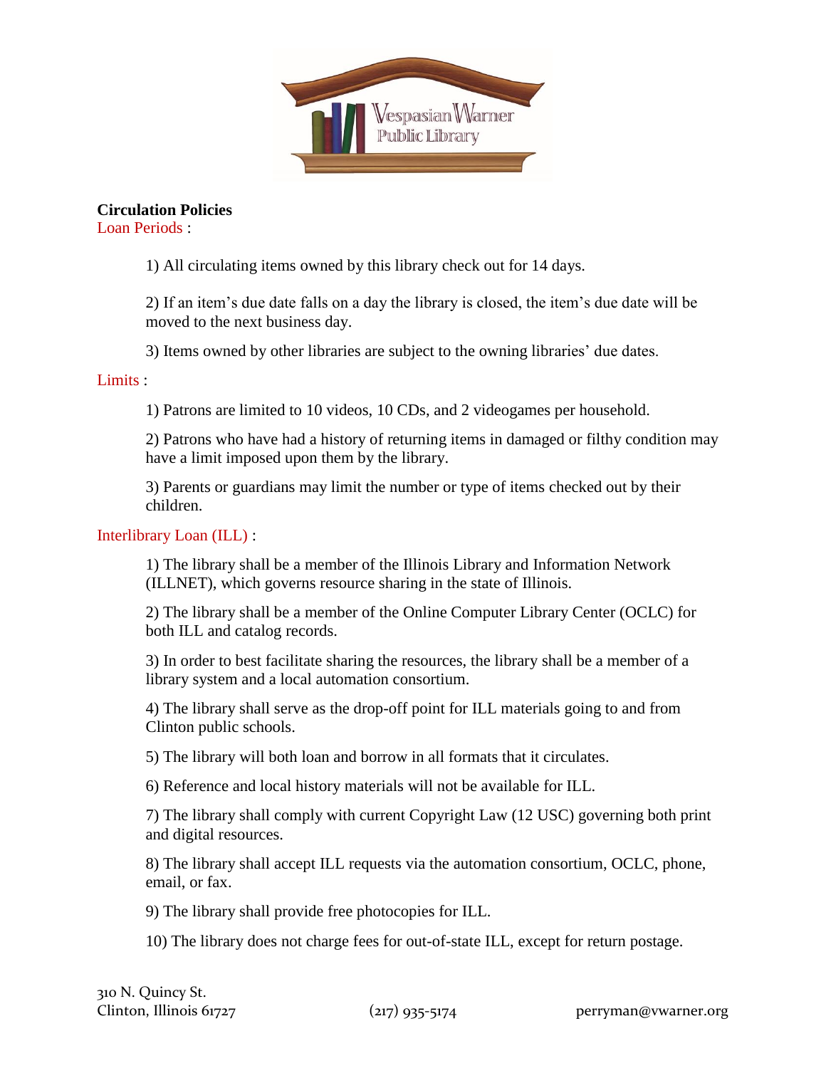# Circulation Policies

## Loan Periods :

1) All circulating items owned by this library check out for 14 days.

2) If an item's due date falls on a day the library is closed, the item's due date will be moved to the next business day.

3) Items owned by other libraries are subject to the owning libraries' due dates.

## Limits :

1) Patrons are limited to 10 videos, 10 CDs, and 2 videogames per household.

2) Patrons who have had a history of returning items in damaged or filthy condition may have a limit imposed upon them by the library.

3) Parents or guardians may limit the number or type of items checked out by their children.

## Interlibrary Loan (ILL) :

1) The library shall be a member of the Illinois Library and Information Network (ILLNET), which governs resource sharing in the state of Illinois.

2) The library shall be a member of the Online Computer Library Center (OCLC) for both ILL and catalog records.

3) In order to best facilitate sharing the resources, the library shall be a member of a library system and a local automation consortium.

4) The library shall serve as the drop-off point for ILL materials going to and from Clinton public schools.

5) The library will both loan and borrow in all formats that it circulates.

6) Reference and local history materials will not be available for ILL.

7) The library shall comply with current Copyright Law (12 USC) governing both print and digital resources.

8) The library shall accept ILL requests via the automation consortium, OCLC, phone, email, or fax.

9) The library shall provide free photocopies for ILL.

10) The library does not charge fees for out-of-state ILL, except for return postage.

310 N. Quincy St.
Clinton, Illinois 61727 (217) 935-5174 perryman@vwarner.org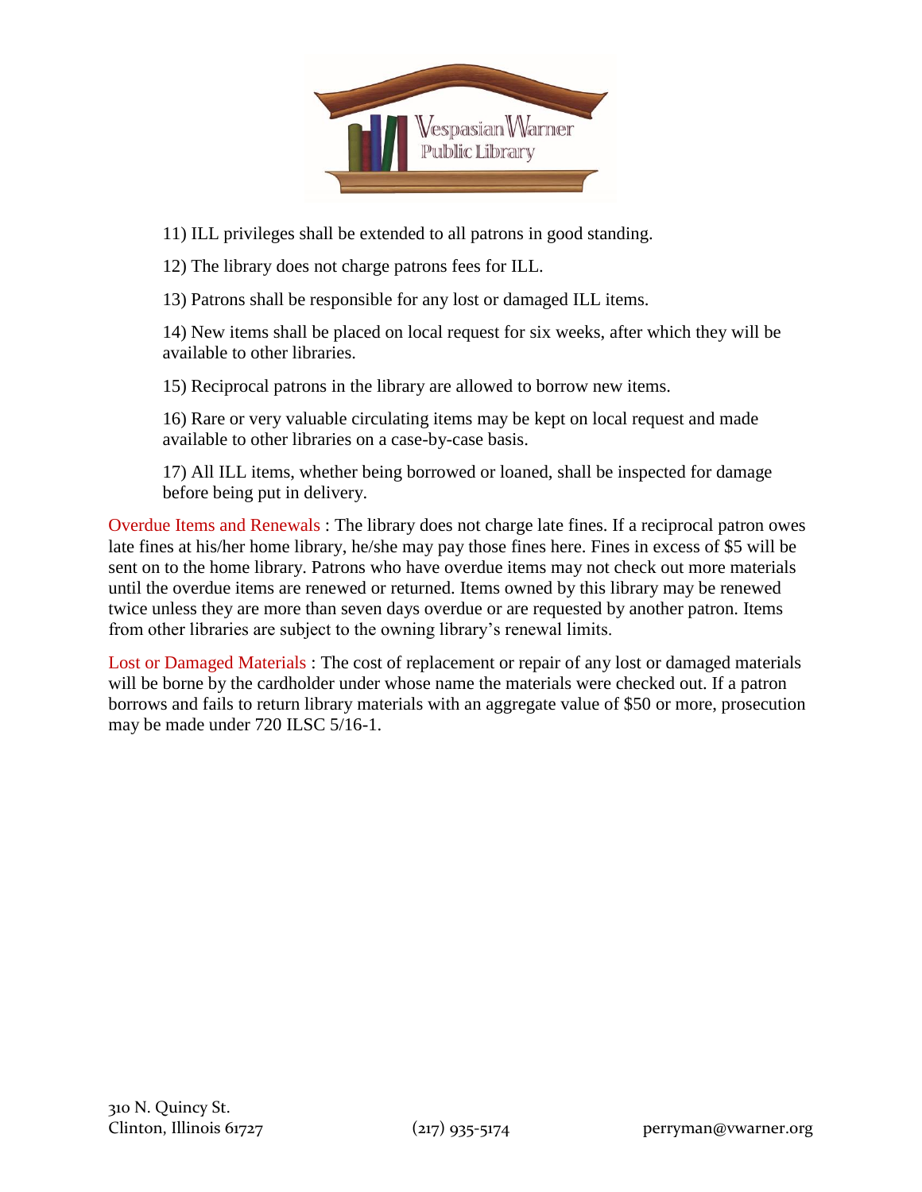11) ILL privileges shall be extended to all patrons in good standing.

12) The library does not charge patrons fees for ILL.

13) Patrons shall be responsible for any lost or damaged ILL items.

14) New items shall be placed on local request for six weeks, after which they will be available to other libraries.

15) Reciprocal patrons in the library are allowed to borrow new items.

16) Rare or very valuable circulating items may be kept on local request and made available to other libraries on a case-by-case basis.

17) All ILL items, whether being borrowed or loaned, shall be inspected for damage before being put in delivery.

Overdue Items and Renewals : The library does not charge late fines. If a reciprocal patron owes late fines at his/her home library, he/she may pay those fines here. Fines in excess of $5 will be sent on to the home library. Patrons who have overdue items may not check out more materials until the overdue items are renewed or returned. Items owned by this library may be renewed twice unless they are more than seven days overdue or are requested by another patron. Items from other libraries are subject to the owning library's renewal limits.

Lost or Damaged Materials : The cost of replacement or repair of any lost or damaged materials will be borne by the cardholder under whose name the materials were checked out. If a patron borrows and fails to return library materials with an aggregate value of $50 or more, prosecution may be made under 720 ILSC 5/16-1.